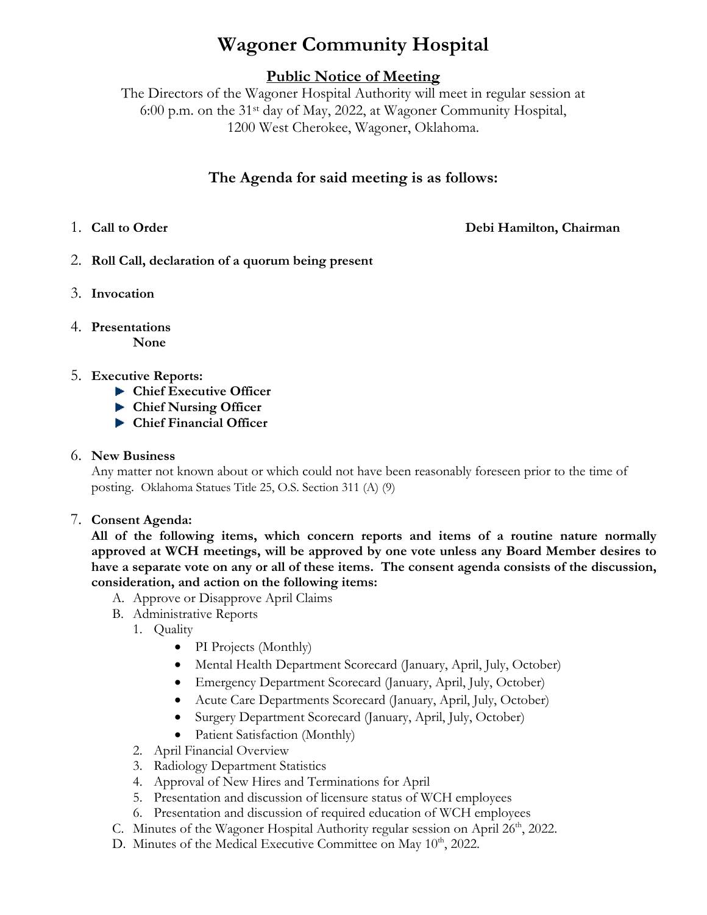# Wagoner Community Hospital

## Public Notice of Meeting

The Directors of the Wagoner Hospital Authority will meet in regular session at 6:00 p.m. on the 31st day of May, 2022, at Wagoner Community Hospital, 1200 West Cherokee, Wagoner, Oklahoma.

### The Agenda for said meeting is as follows:

1. **Call to Order** **Debi Hamilton, Chairman**

2. **Roll Call, declaration of a quorum being present**

3. **Invocation**

4. **Presentations**
   **None**

5. **Executive Reports:**
   - **Chief Executive Officer**
   - **Chief Nursing Officer**
   - **Chief Financial Officer**

6. **New Business**
   Any matter not known about or which could not have been reasonably foreseen prior to the time of posting. Oklahoma Statues Title 25, O.S. Section 311 (A) (9)

7. **Consent Agenda:**
   **All of the following items, which concern reports and items of a routine nature normally approved at WCH meetings, will be approved by one vote unless any Board Member desires to have a separate vote on any or all of these items. The consent agenda consists of the discussion, consideration, and action on the following items:**
   A. Approve or Disapprove April Claims
   B. Administrative Reports
      1. Quality
         - PI Projects (Monthly)
         - Mental Health Department Scorecard (January, April, July, October)
         - Emergency Department Scorecard (January, April, July, October)
         - Acute Care Departments Scorecard (January, April, July, October)
         - Surgery Department Scorecard (January, April, July, October)
         - Patient Satisfaction (Monthly)
      2. April Financial Overview
      3. Radiology Department Statistics
      4. Approval of New Hires and Terminations for April
      5. Presentation and discussion of licensure status of WCH employees
      6. Presentation and discussion of required education of WCH employees
   C. Minutes of the Wagoner Hospital Authority regular session on April 26th, 2022.
   D. Minutes of the Medical Executive Committee on May 10th, 2022.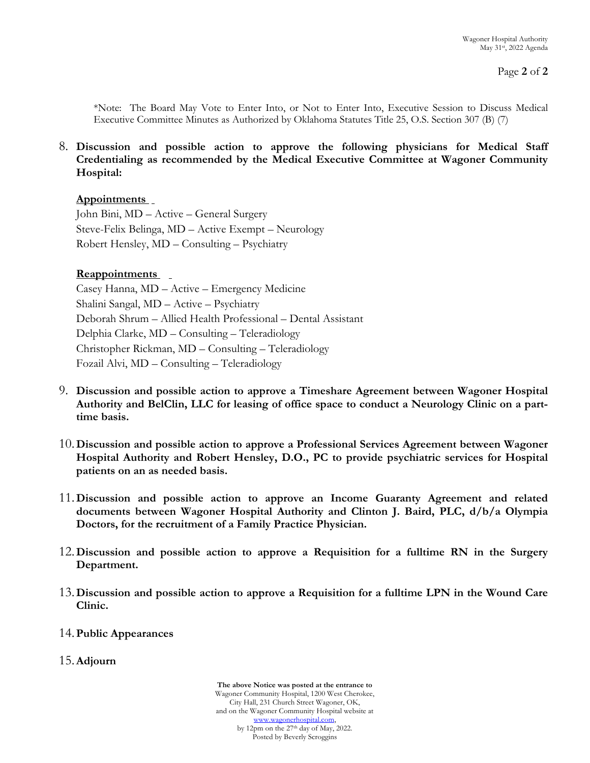*Note: The Board May Vote to Enter Into, or Not to Enter Into, Executive Session to Discuss Medical Executive Committee Minutes as Authorized by Oklahoma Statutes Title 25, O.S. Section 307 (B) (7)

8. **Discussion and possible action to approve the following physicians for Medical Staff Credentialing as recommended by the Medical Executive Committee at Wagoner Community Hospital:**

   **Appointments**
   John Bini, MD – Active – General Surgery
   Steve-Felix Belinga, MD – Active Exempt – Neurology
   Robert Hensley, MD – Consulting – Psychiatry

   **Reappointments**
   Casey Hanna, MD – Active – Emergency Medicine
   Shalini Sangal, MD – Active – Psychiatry
   Deborah Shrum – Allied Health Professional – Dental Assistant
   Delphia Clarke, MD – Consulting – Teleradiology
   Christopher Rickman, MD – Consulting – Teleradiology
   Fozail Alvi, MD – Consulting – Teleradiology

9. **Discussion and possible action to approve a Timeshare Agreement between Wagoner Hospital Authority and BelClin, LLC for leasing of office space to conduct a Neurology Clinic on a part-time basis.**

10. **Discussion and possible action to approve a Professional Services Agreement between Wagoner Hospital Authority and Robert Hensley, D.O., PC to provide psychiatric services for Hospital patients on an as needed basis.**

11. **Discussion and possible action to approve an Income Guaranty Agreement and related documents between Wagoner Hospital Authority and Clinton J. Baird, PLC, d/b/a Olympia Doctors, for the recruitment of a Family Practice Physician.**

12. **Discussion and possible action to approve a Requisition for a fulltime RN in the Surgery Department.**

13. **Discussion and possible action to approve a Requisition for a fulltime LPN in the Wound Care Clinic.**

14. **Public Appearances**

15. **Adjourn**

**The above Notice was posted at the entrance to**
Wagoner Community Hospital, 1200 West Cherokee,
City Hall, 231 Church Street Wagoner, OK,
and on the Wagoner Community Hospital website at
www.wagonerhospital.com,
by 12pm on the 27th day of May, 2022.
Posted by Beverly Scroggins